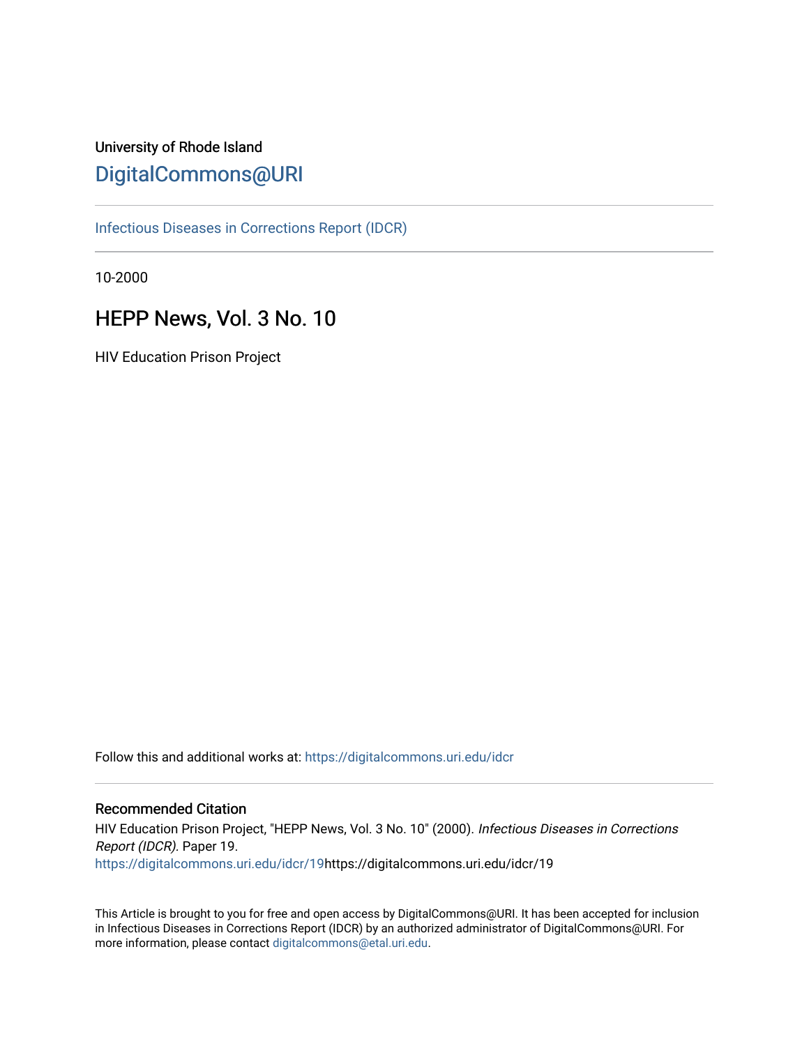University of Rhode Island

# DigitalCommons@URI

Infectious Diseases in Corrections Report (IDCR)

10-2000

## HEPP News, Vol. 3 No. 10

HIV Education Prison Project

Follow this and additional works at: https://digitalcommons.uri.edu/idcr

### Recommended Citation

HIV Education Prison Project, "HEPP News, Vol. 3 No. 10" (2000). *Infectious Diseases in Corrections Report (IDCR).* Paper 19.
https://digitalcommons.uri.edu/idcr/19https://digitalcommons.uri.edu/idcr/19

This Article is brought to you for free and open access by DigitalCommons@URI. It has been accepted for inclusion in Infectious Diseases in Corrections Report (IDCR) by an authorized administrator of DigitalCommons@URI. For more information, please contact digitalcommons@etal.uri.edu.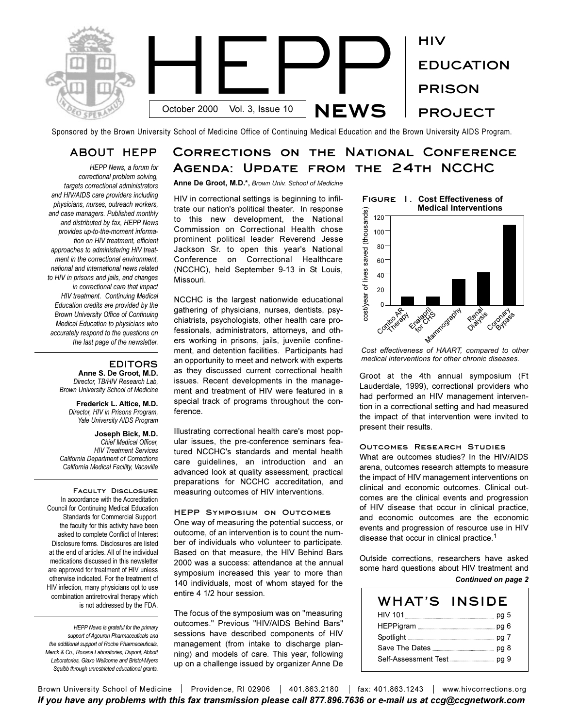# HEPP NEWS

October 2000 Vol. 3, Issue 10

HIV EDUCATION PRISON PROJECT

Sponsored by the Brown University School of Medicine Office of Continuing Medical Education and the Brown University AIDS Program.

## ABOUT HEPP

*HEPP News, a forum for correctional problem solving, targets correctional administrators and HIV/AIDS care providers including physicians, nurses, outreach workers, and case managers. Published monthly and distributed by fax, HEPP News provides up-to-the-moment information on HIV treatment, efficient approaches to administering HIV treatment in the correctional environment, national and international news related to HIV in prisons and jails, and changes in correctional care that impact HIV treatment. Continuing Medical Education credits are provided by the Brown University Office of Continuing Medical Education to physicians who accurately respond to the questions on the last page of the newsletter.*

## EDITORS

**Anne S. De Groot, M.D.**
*Director, TB/HIV Research Lab, Brown University School of Medicine*

**Frederick L. Altice, M.D.**
*Director, HIV in Prisons Program, Yale University AIDS Program*

**Joseph Bick, M.D.**
*Chief Medical Officer, HIV Treatment Services California Department of Corrections California Medical Facility, Vacaville*

### Faculty Disclosure

In accordance with the Accreditation Council for Continuing Medical Education Standards for Commercial Support, the faculty for this activity have been asked to complete Conflict of Interest Disclosure forms. Disclosures are listed at the end of articles. All of the individual medications discussed in this newsletter are approved for treatment of HIV unless otherwise indicated. For the treatment of HIV infection, many physicians opt to use combination antiretroviral therapy which is not addressed by the FDA.

*HEPP News is grateful for the primary support of Agouron Pharmaceuticals and the additional support of Roche Pharmaceuticals, Merck & Co., Roxane Laboratories, Dupont, Abbott Laboratories, Glaxo Wellcome and Bristol-Myers Squibb through unrestricted educational grants.*

# Corrections on the National Conference Agenda: Update from the 24th NCCHC

**Anne De Groot, M.D.\***, *Brown Univ. School of Medicine*

HIV in correctional settings is beginning to infiltrate our nation's political theater. In response to this new development, the National Commission on Correctional Health chose prominent political leader Reverend Jesse Jackson Sr. to open this year's National Conference on Correctional Healthcare (NCCHC), held September 9-13 in St Louis, Missouri.

NCCHC is the largest nationwide educational gathering of physicians, nurses, dentists, psychiatrists, psychologists, other health care professionals, administrators, attorneys, and others working in prisons, jails, juvenile confinement, and detention facilities. Participants had an opportunity to meet and network with experts as they discussed current correctional health issues. Recent developments in the management and treatment of HIV were featured in a special track of programs throughout the conference.

Illustrating correctional health care's most popular issues, the pre-conference seminars featured NCCHC's standards and mental health care guidelines, an introduction and an advanced look at quality assessment, practical preparations for NCCHC accreditation, and measuring outcomes of HIV interventions.

### HEPP Symposium on Outcomes

One way of measuring the potential success, or outcome, of an intervention is to count the number of individuals who volunteer to participate. Based on that measure, the HIV Behind Bars 2000 was a success: attendance at the annual symposium increased this year to more than 140 individuals, most of whom stayed for the entire 4 1/2 hour session.

The focus of the symposium was on "measuring outcomes." Previous "HIV/AIDS Behind Bars" sessions have described components of HIV management (from intake to discharge planning) and models of care. This year, following up on a challenge issued by organizer Anne De Groot at the 4th annual symposium (Ft Lauderdale, 1999), correctional providers who had performed an HIV management intervention in a correctional setting and had measured the impact of that intervention were invited to present their results.

**Figure 1. Cost Effectiveness of Medical Interventions**

| Intervention | cost/year of lives saved (thousands) |
|---|---|
| Combo AR Therapy | ~10 |
| Enalapril for CHS | ~10 |
| Mammography | ~33 |
| Renal Dialysis | ~41 |
| Coronary Bypass | ~107 |

*Cost effectiveness of HAART, compared to other medical interventions for other chronic diseases.*

### Outcomes Research Studies

What are outcomes studies? In the HIV/AIDS arena, outcomes research attempts to measure the impact of HIV management interventions on clinical and economic outcomes. Clinical outcomes are the clinical events and progression of HIV disease that occur in clinical practice, and economic outcomes are the economic events and progression of resource use in HIV disease that occur in clinical practice.[1]

Outside corrections, researchers have asked some hard questions about HIV treatment and

***Continued on page 2***

## WHAT'S INSIDE

- HIV 101 ........ pg 5
- HEPPigram ........ pg 6
- Spotlight ........ pg 7
- Save The Dates ........ pg 8
- Self-Assessment Test ........ pg 9

Brown University School of Medicine | Providence, RI 02906 | 401.863.2180 | fax: 401.863.1243 | www.hivcorrections.org

***If you have any problems with this fax transmission please call 877.896.7636 or e-mail us at ccg@ccgnetwork.com***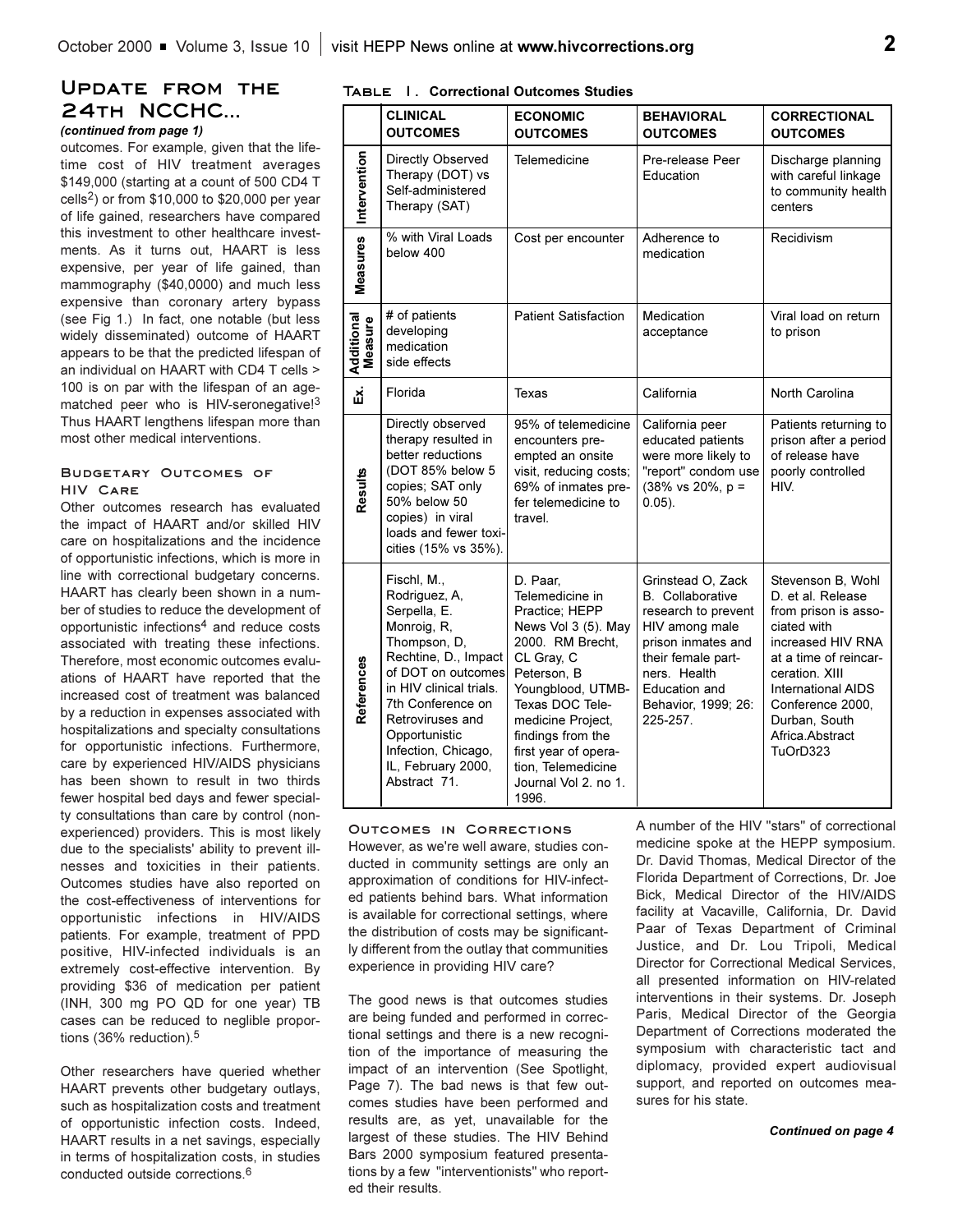## Update from the 24th NCCHC...

*(continued from page 1)*

outcomes. For example, given that the lifetime cost of HIV treatment averages $149,000 (starting at a count of 500 CD4 T cells[2]) or from $10,000 to $20,000 per year of life gained, researchers have compared this investment to other healthcare investments. As it turns out, HAART is less expensive, per year of life gained, than mammography ($40,0000) and much less expensive than coronary artery bypass (see Fig 1.) In fact, one notable (but less widely disseminated) outcome of HAART appears to be that the predicted lifespan of an individual on HAART with CD4 T cells > 100 is on par with the lifespan of an age-matched peer who is HIV-seronegative![3] Thus HAART lengthens lifespan more than most other medical interventions.

### Budgetary Outcomes of HIV Care

Other outcomes research has evaluated the impact of HAART and/or skilled HIV care on hospitalizations and the incidence of opportunistic infections, which is more in line with correctional budgetary concerns. HAART has clearly been shown in a number of studies to reduce the development of opportunistic infections[4] and reduce costs associated with treating these infections. Therefore, most economic outcomes evaluations of HAART have reported that the increased cost of treatment was balanced by a reduction in expenses associated with hospitalizations and specialty consultations for opportunistic infections. Furthermore, care by experienced HIV/AIDS physicians has been shown to result in two thirds fewer hospital bed days and fewer specialty consultations than care by control (non-experienced) providers. This is most likely due to the specialists' ability to prevent illnesses and toxicities in their patients. Outcomes studies have also reported on the cost-effectiveness of interventions for opportunistic infections in HIV/AIDS patients. For example, treatment of PPD positive, HIV-infected individuals is an extremely cost-effective intervention. By providing $36 of medication per patient (INH, 300 mg PO QD for one year) TB cases can be reduced to neglible proportions (36% reduction).[5]

Other researchers have queried whether HAART prevents other budgetary outlays, such as hospitalization costs and treatment of opportunistic infection costs. Indeed, HAART results in a net savings, especially in terms of hospitalization costs, in studies conducted outside corrections.[6]

**Table 1. Correctional Outcomes Studies**

| | CLINICAL OUTCOMES | ECONOMIC OUTCOMES | BEHAVIORAL OUTCOMES | CORRECTIONAL OUTCOMES |
|---|---|---|---|---|
| Intervention | Directly Observed Therapy (DOT) vs Self-administered Therapy (SAT) | Telemedicine | Pre-release Peer Education | Discharge planning with careful linkage to community health centers |
| Measures | % with Viral Loads below 400 | Cost per encounter | Adherence to medication | Recidivism |
| Additional Measure | # of patients developing medication side effects | Patient Satisfaction | Medication acceptance | Viral load on return to prison |
| Ex. | Florida | Texas | California | North Carolina |
| Results | Directly observed therapy resulted in better reductions (DOT 85% below 5 copies; SAT only 50% below 50 copies) in viral loads and fewer toxicities (15% vs 35%). | 95% of telemedicine encounters preempted an onsite visit, reducing costs; 69% of inmates prefer telemedicine to travel. | California peer educated patients were more likely to "report" condom use (38% vs 20%, p = 0.05). | Patients returning to prison after a period of release have poorly controlled HIV. |
| References | Fischl, M., Rodriguez, A, Serpella, E. Monroig, R, Thompson, D, Rechtine, D., Impact of DOT on outcomes in HIV clinical trials. 7th Conference on Retroviruses and Opportunistic Infection, Chicago, IL, February 2000, Abstract 71. | D. Paar, Telemedicine in Practice; HEPP News Vol 3 (5). May 2000. RM Brecht, CL Gray, C Peterson, B Youngblood, UTMB-Texas DOC Telemedicine Project, findings from the first year of operation, Telemedicine Journal Vol 2. no 1. 1996. | Grinstead O, Zack B. Collaborative research to prevent HIV among male prison inmates and their female partners. Health Education and Behavior, 1999; 26: 225-257. | Stevenson B, Wohl D. et al. Release from prison is associated with increased HIV RNA at a time of reincarceration. XIII International AIDS Conference 2000, Durban, South Africa.Abstract TuOrD323 |

### Outcomes in Corrections

However, as we're well aware, studies conducted in community settings are only an approximation of conditions for HIV-infected patients behind bars. What information is available for correctional settings, where the distribution of costs may be significantly different from the outlay that communities experience in providing HIV care?

The good news is that outcomes studies are being funded and performed in correctional settings and there is a new recognition of the importance of measuring the impact of an intervention (See Spotlight, Page 7). The bad news is that few outcomes studies have been performed and results are, as yet, unavailable for the largest of these studies. The HIV Behind Bars 2000 symposium featured presentations by a few "interventionists" who reported their results.

A number of the HIV "stars" of correctional medicine spoke at the HEPP symposium. Dr. David Thomas, Medical Director of the Florida Department of Corrections, Dr. Joe Bick, Medical Director of the HIV/AIDS facility at Vacaville, California, Dr. David Paar of Texas Department of Criminal Justice, and Dr. Lou Tripoli, Medical Director for Correctional Medical Services, all presented information on HIV-related interventions in their systems. Dr. Joseph Paris, Medical Director of the Georgia Department of Corrections moderated the symposium with characteristic tact and diplomacy, provided expert audiovisual support, and reported on outcomes measures for his state.

***Continued on page 4***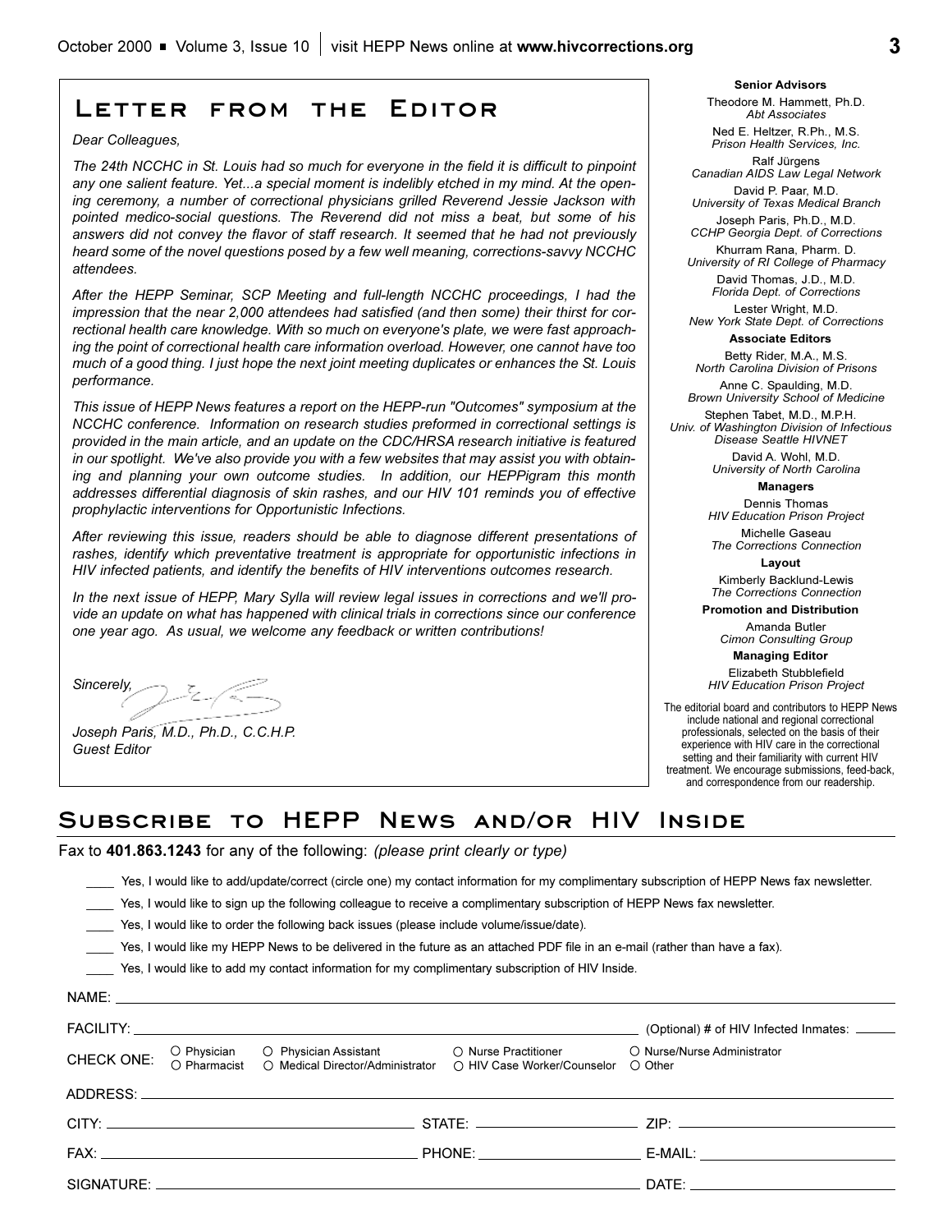## Letter from the Editor

*Dear Colleagues,*

*The 24th NCCHC in St. Louis had so much for everyone in the field it is difficult to pinpoint any one salient feature. Yet...a special moment is indelibly etched in my mind. At the opening ceremony, a number of correctional physicians grilled Reverend Jessie Jackson with pointed medico-social questions. The Reverend did not miss a beat, but some of his answers did not convey the flavor of staff research. It seemed that he had not previously heard some of the novel questions posed by a few well meaning, corrections-savvy NCCHC attendees.*

*After the HEPP Seminar, SCP Meeting and full-length NCCHC proceedings, I had the impression that the near 2,000 attendees had satisfied (and then some) their thirst for correctional health care knowledge. With so much on everyone's plate, we were fast approaching the point of correctional health care information overload. However, one cannot have too much of a good thing. I just hope the next joint meeting duplicates or enhances the St. Louis performance.*

*This issue of HEPP News features a report on the HEPP-run "Outcomes" symposium at the NCCHC conference. Information on research studies preformed in correctional settings is provided in the main article, and an update on the CDC/HRSA research initiative is featured in our spotlight. We've also provide you with a few websites that may assist you with obtaining and planning your own outcome studies. In addition, our HEPPigram this month addresses differential diagnosis of skin rashes, and our HIV 101 reminds you of effective prophylactic interventions for Opportunistic Infections.*

*After reviewing this issue, readers should be able to diagnose different presentations of rashes, identify which preventative treatment is appropriate for opportunistic infections in HIV infected patients, and identify the benefits of HIV interventions outcomes research.*

*In the next issue of HEPP, Mary Sylla will review legal issues in corrections and we'll provide an update on what has happened with clinical trials in corrections since our conference one year ago. As usual, we welcome any feedback or written contributions!*

*Sincerely,*

*Joseph Paris, M.D., Ph.D., C.C.H.P.*
*Guest Editor*

**Senior Advisors**

Theodore M. Hammett, Ph.D.
*Abt Associates*

Ned E. Heltzer, R.Ph., M.S.
*Prison Health Services, Inc.*

Ralf Jürgens
*Canadian AIDS Law Legal Network*

David P. Paar, M.D.
*University of Texas Medical Branch*

Joseph Paris, Ph.D., M.D.
*CCHP Georgia Dept. of Corrections*

Khurram Rana, Pharm. D.
*University of RI College of Pharmacy*

David Thomas, J.D., M.D.
*Florida Dept. of Corrections*

Lester Wright, M.D.
*New York State Dept. of Corrections*

**Associate Editors**

Betty Rider, M.A., M.S.
*North Carolina Division of Prisons*

Anne C. Spaulding, M.D.
*Brown University School of Medicine*

Stephen Tabet, M.D., M.P.H.
*Univ. of Washington Division of Infectious Disease Seattle HIVNET*

David A. Wohl, M.D.
*University of North Carolina*

**Managers**

Dennis Thomas
*HIV Education Prison Project*

Michelle Gaseau
*The Corrections Connection*

**Layout**

Kimberly Backlund-Lewis
*The Corrections Connection*

**Promotion and Distribution**

Amanda Butler
*Cimon Consulting Group*

**Managing Editor**

Elizabeth Stubblefield
*HIV Education Prison Project*

The editorial board and contributors to HEPP News include national and regional correctional professionals, selected on the basis of their experience with HIV care in the correctional setting and their familiarity with current HIV treatment. We encourage submissions, feed-back, and correspondence from our readership.

## Subscribe to HEPP News and/or HIV Inside

Fax to **401.863.1243** for any of the following: *(please print clearly or type)*

____ Yes, I would like to add/update/correct (circle one) my contact information for my complimentary subscription of HEPP News fax newsletter.

____ Yes, I would like to sign up the following colleague to receive a complimentary subscription of HEPP News fax newsletter.

____ Yes, I would like to order the following back issues (please include volume/issue/date).

____ Yes, I would like my HEPP News to be delivered in the future as an attached PDF file in an e-mail (rather than have a fax).

____ Yes, I would like to add my contact information for my complimentary subscription of HIV Inside.

NAME: ____________________

FACILITY: ____________________ (Optional) # of HIV Infected Inmates: ______

CHECK ONE: ○ Physician ○ Physician Assistant ○ Nurse Practitioner ○ Nurse/Nurse Administrator ○ Pharmacist ○ Medical Director/Administrator ○ HIV Case Worker/Counselor ○ Other

ADDRESS: ____________________

CITY: ____________________ STATE: ____________________ ZIP: ____________________

FAX: ____________________ PHONE: ____________________ E-MAIL: ____________________

SIGNATURE: ____________________ DATE: ____________________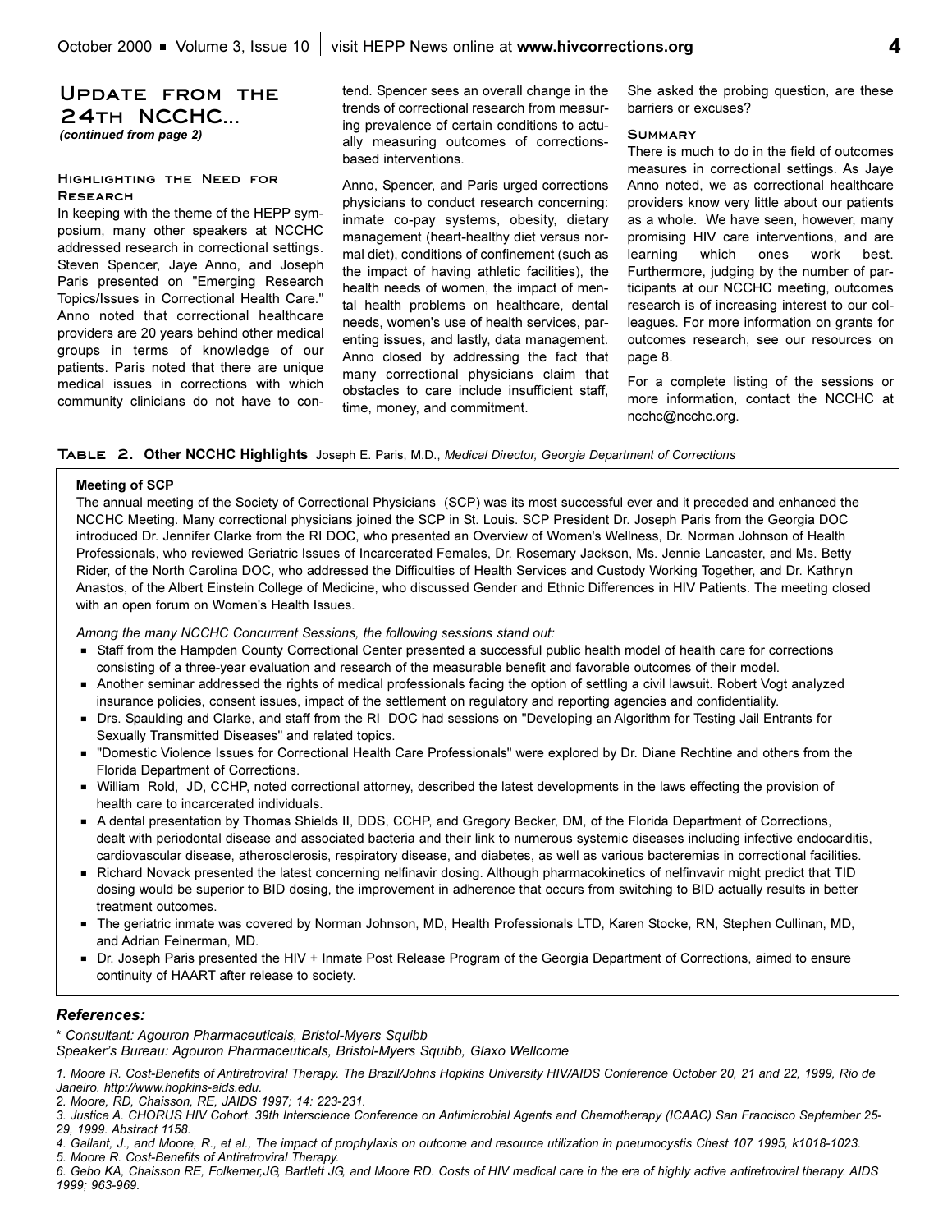## Update from the 24th NCCHC...

*(continued from page 2)*

### Highlighting the Need for Research

In keeping with the theme of the HEPP symposium, many other speakers at NCCHC addressed research in correctional settings. Steven Spencer, Jaye Anno, and Joseph Paris presented on "Emerging Research Topics/Issues in Correctional Health Care." Anno noted that correctional healthcare providers are 20 years behind other medical groups in terms of knowledge of our patients. Paris noted that there are unique medical issues in corrections with which community clinicians do not have to contend. Spencer sees an overall change in the trends of correctional research from measuring prevalence of certain conditions to actually measuring outcomes of corrections-based interventions.

Anno, Spencer, and Paris urged corrections physicians to conduct research concerning: inmate co-pay systems, obesity, dietary management (heart-healthy diet versus normal diet), conditions of confinement (such as the impact of having athletic facilities), the health needs of women, the impact of mental health problems on healthcare, dental needs, women's use of health services, parenting issues, and lastly, data management. Anno closed by addressing the fact that many correctional physicians claim that obstacles to care include insufficient staff, time, money, and commitment. She asked the probing question, are these barriers or excuses?

### Summary

There is much to do in the field of outcomes measures in correctional settings. As Jaye Anno noted, we as correctional healthcare providers know very little about our patients as a whole. We have seen, however, many promising HIV care interventions, and are learning which ones work best. Furthermore, judging by the number of participants at our NCCHC meeting, outcomes research is of increasing interest to our colleagues. For more information on grants for outcomes research, see our resources on page 8.

For a complete listing of the sessions or more information, contact the NCCHC at ncchc@ncchc.org.

**Table 2. Other NCCHC Highlights** Joseph E. Paris, M.D., *Medical Director, Georgia Department of Corrections*

**Meeting of SCP**

The annual meeting of the Society of Correctional Physicians (SCP) was its most successful ever and it preceded and enhanced the NCCHC Meeting. Many correctional physicians joined the SCP in St. Louis. SCP President Dr. Joseph Paris from the Georgia DOC introduced Dr. Jennifer Clarke from the RI DOC, who presented an Overview of Women's Wellness, Dr. Norman Johnson of Health Professionals, who reviewed Geriatric Issues of Incarcerated Females, Dr. Rosemary Jackson, Ms. Jennie Lancaster, and Ms. Betty Rider, of the North Carolina DOC, who addressed the Difficulties of Health Services and Custody Working Together, and Dr. Kathryn Anastos, of the Albert Einstein College of Medicine, who discussed Gender and Ethnic Differences in HIV Patients. The meeting closed with an open forum on Women's Health Issues.

*Among the many NCCHC Concurrent Sessions, the following sessions stand out:*

- Staff from the Hampden County Correctional Center presented a successful public health model of health care for corrections consisting of a three-year evaluation and research of the measurable benefit and favorable outcomes of their model.
- Another seminar addressed the rights of medical professionals facing the option of settling a civil lawsuit. Robert Vogt analyzed insurance policies, consent issues, impact of the settlement on regulatory and reporting agencies and confidentiality.
- Drs. Spaulding and Clarke, and staff from the RI DOC had sessions on "Developing an Algorithm for Testing Jail Entrants for Sexually Transmitted Diseases" and related topics.
- "Domestic Violence Issues for Correctional Health Care Professionals" were explored by Dr. Diane Rechtine and others from the Florida Department of Corrections.
- William Rold, JD, CCHP, noted correctional attorney, described the latest developments in the laws effecting the provision of health care to incarcerated individuals.
- A dental presentation by Thomas Shields II, DDS, CCHP, and Gregory Becker, DM, of the Florida Department of Corrections, dealt with periodontal disease and associated bacteria and their link to numerous systemic diseases including infective endocarditis, cardiovascular disease, atherosclerosis, respiratory disease, and diabetes, as well as various bacteremias in correctional facilities.
- Richard Novack presented the latest concerning nelfinavir dosing. Although pharmacokinetics of nelfinvavir might predict that TID dosing would be superior to BID dosing, the improvement in adherence that occurs from switching to BID actually results in better treatment outcomes.
- The geriatric inmate was covered by Norman Johnson, MD, Health Professionals LTD, Karen Stocke, RN, Stephen Cullinan, MD, and Adrian Feinerman, MD.
- Dr. Joseph Paris presented the HIV + Inmate Post Release Program of the Georgia Department of Corrections, aimed to ensure continuity of HAART after release to society.

### References:

*\* Consultant: Agouron Pharmaceuticals, Bristol-Myers Squibb*
*Speaker's Bureau: Agouron Pharmaceuticals, Bristol-Myers Squibb, Glaxo Wellcome*

*1. Moore R. Cost-Benefits of Antiretroviral Therapy. The Brazil/Johns Hopkins University HIV/AIDS Conference October 20, 21 and 22, 1999, Rio de Janeiro. http://www.hopkins-aids.edu.*

*2. Moore, RD, Chaisson, RE, JAIDS 1997; 14: 223-231.*

*3. Justice A. CHORUS HIV Cohort. 39th Interscience Conference on Antimicrobial Agents and Chemotherapy (ICAAC) San Francisco September 25-29, 1999. Abstract 1158.*

*4. Gallant, J., and Moore, R., et al., The impact of prophylaxis on outcome and resource utilization in pneumocystis Chest 107 1995, k1018-1023.*

*5. Moore R. Cost-Benefits of Antiretroviral Therapy.*

*6. Gebo KA, Chaisson RE, Folkemer,JG, Bartlett JG, and Moore RD. Costs of HIV medical care in the era of highly active antiretroviral therapy. AIDS 1999; 963-969.*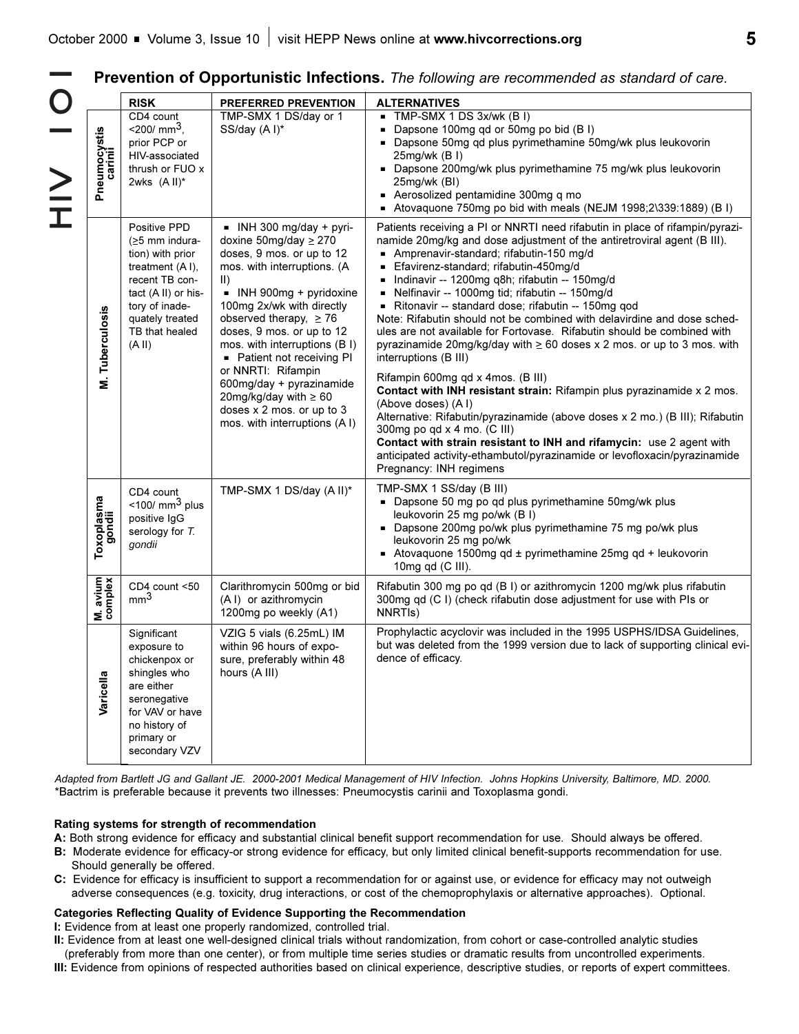**Prevention of Opportunistic Infections.** *The following are recommended as standard of care.*

| | RISK | PREFERRED PREVENTION | ALTERNATIVES |
|---|---|---|---|
| **Pneumocystis carinii** | CD4 count <200/ mm$^3$, prior PCP or HIV-associated thrush or FUO x 2wks (A II)* | TMP-SMX 1 DS/day or 1 SS/day (A I)* | ▪ TMP-SMX 1 DS 3x/wk (B I)<br>▪ Dapsone 100mg qd or 50mg po bid (B I)<br>▪ Dapsone 50mg qd plus pyrimethamine 50mg/wk plus leukovorin 25mg/wk (B I)<br>▪ Dapsone 200mg/wk plus pyrimethamine 75 mg/wk plus leukovorin 25mg/wk (BI)<br>▪ Aerosolized pentamidine 300mg q mo<br>▪ Atovaquone 750mg po bid with meals (NEJM 1998;2\339:1889) (B I) |
| **M. Tuberculosis** | Positive PPD (≥5 mm induration) with prior treatment (A I), recent TB contact (A II) or history of inadequately treated TB that healed (A II) | ▪ INH 300 mg/day + pyridoxine 50mg/day ≥ 270 doses, 9 mos. or up to 12 mos. with interruptions. (A II)<br>▪ INH 900mg + pyridoxine 100mg 2x/wk with directly observed therapy, ≥ 76 doses, 9 mos. or up to 12 mos. with interruptions (B I)<br>▪ Patient not receiving PI or NNRTI: Rifampin 600mg/day + pyrazinamide 20mg/kg/day with ≥ 60 doses x 2 mos. or up to 3 mos. with interruptions (A I) | Patients receiving a PI or NNRTI need rifabutin in place of rifampin/pyrazinamide 20mg/kg and dose adjustment of the antiretroviral agent (B III).<br>▪ Amprenavir-standard; rifabutin-150 mg/d<br>▪ Efavirenz-standard; rifabutin-450mg/d<br>▪ Indinavir -- 1200mg q8h; rifabutin -- 150mg/d<br>▪ Nelfinavir -- 1000mg tid; rifabutin -- 150mg/d<br>▪ Ritonavir -- standard dose; rifabutin -- 150mg qod<br>Note: Rifabutin should not be combined with delavirdine and dose schedules are not available for Fortovase. Rifabutin should be combined with pyrazinamide 20mg/kg/day with ≥ 60 doses x 2 mos. or up to 3 mos. with interruptions (B III)<br><br>Rifampin 600mg qd x 4mos. (B III)<br>**Contact with INH resistant strain:** Rifampin plus pyrazinamide x 2 mos. (Above doses) (A I)<br>Alternative: Rifabutin/pyrazinamide (above doses x 2 mo.) (B III); Rifabutin 300mg po qd x 4 mo. (C III)<br>**Contact with strain resistant to INH and rifamycin:** use 2 agent with anticipated activity-ethambutol/pyrazinamide or levofloxacin/pyrazinamide<br>Pregnancy: INH regimens |
| **Toxoplasma gondii** | CD4 count <100/ mm$^3$ plus positive IgG serology for *T. gondii* | TMP-SMX 1 DS/day (A II)* | TMP-SMX 1 SS/day (B III)<br>▪ Dapsone 50 mg po qd plus pyrimethamine 50mg/wk plus leukovorin 25 mg po/wk (B I)<br>▪ Dapsone 200mg po/wk plus pyrimethamine 75 mg po/wk plus leukovorin 25 mg po/wk<br>▪ Atovaquone 1500mg qd ± pyrimethamine 25mg qd + leukovorin 10mg qd (C III). |
| **M. avium complex** | CD4 count <50 mm$^3$ | Clarithromycin 500mg or bid (A I) or azithromycin 1200mg po weekly (A1) | Rifabutin 300 mg po qd (B I) or azithromycin 1200 mg/wk plus rifabutin 300mg qd (C I) (check rifabutin dose adjustment for use with PIs or NNRTIs) |
| **Varicella** | Significant exposure to chickenpox or shingles who are either seronegative for VAV or have no history of primary or secondary VZV | VZIG 5 vials (6.25mL) IM within 96 hours of exposure, preferably within 48 hours (A III) | Prophylactic acyclovir was included in the 1995 USPHS/IDSA Guidelines, but was deleted from the 1999 version due to lack of supporting clinical evidence of efficacy. |

*Adapted from Bartlett JG and Gallant JE. 2000-2001 Medical Management of HIV Infection. Johns Hopkins University, Baltimore, MD. 2000.*
*Bactrim is preferable because it prevents two illnesses: Pneumocystis carinii and Toxoplasma gondi.

**Rating systems for strength of recommendation**

**A:** Both strong evidence for efficacy and substantial clinical benefit support recommendation for use. Should always be offered.
**B:** Moderate evidence for efficacy-or strong evidence for efficacy, but only limited clinical benefit-supports recommendation for use. Should generally be offered.
**C:** Evidence for efficacy is insufficient to support a recommendation for or against use, or evidence for efficacy may not outweigh adverse consequences (e.g. toxicity, drug interactions, or cost of the chemoprophylaxis or alternative approaches). Optional.

**Categories Reflecting Quality of Evidence Supporting the Recommendation**

**I:** Evidence from at least one properly randomized, controlled trial.
**II:** Evidence from at least one well-designed clinical trials without randomization, from cohort or case-controlled analytic studies (preferably from more than one center), or from multiple time series studies or dramatic results from uncontrolled experiments.
**III:** Evidence from opinions of respected authorities based on clinical experience, descriptive studies, or reports of expert committees.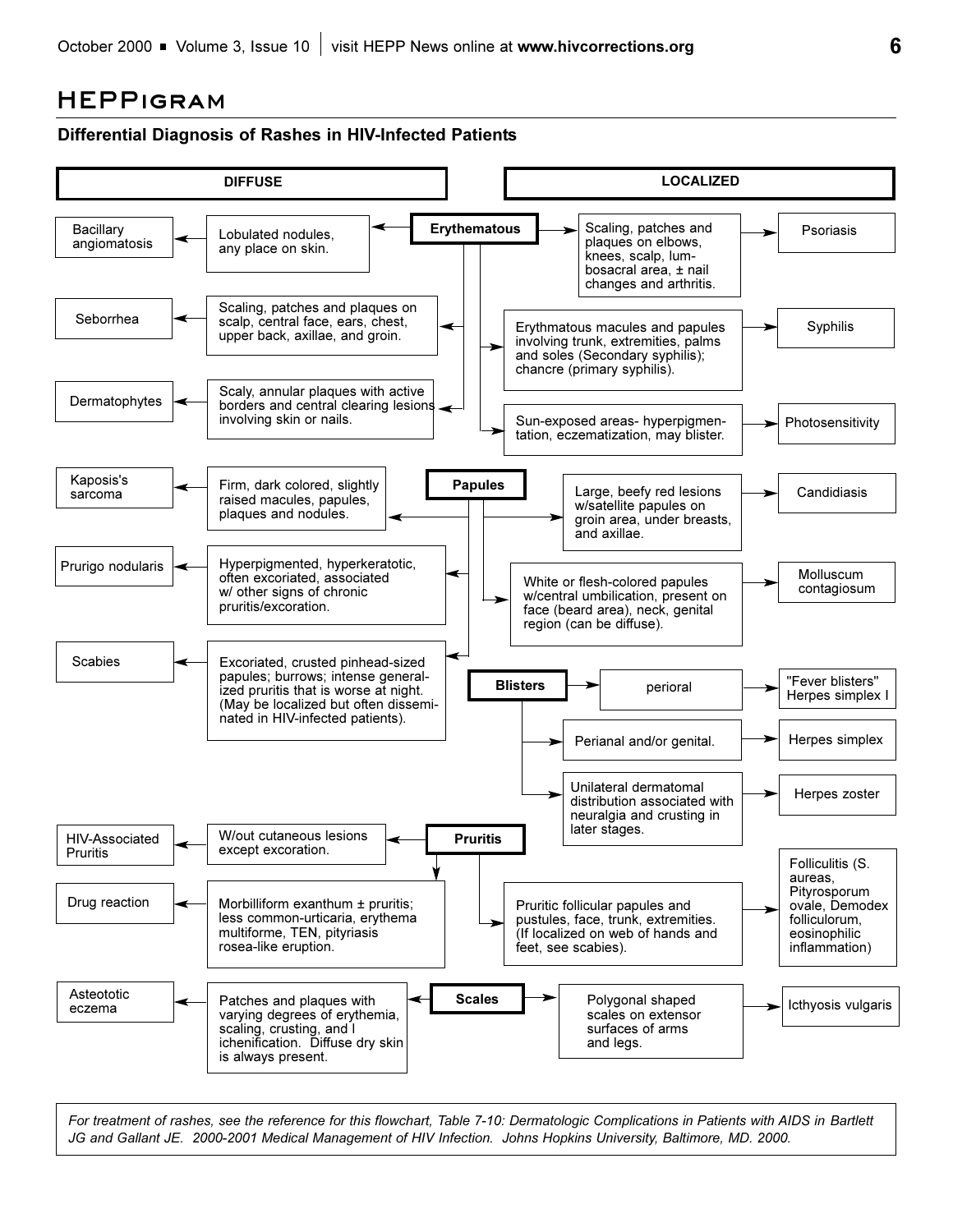# HEPPigram

## Differential Diagnosis of Rashes in HIV-Infected Patients

**DIFFUSE** | **LOCALIZED**

### Erythematous

**Diffuse:**

- Lobulated nodules, any place on skin. → Bacillary angiomatosis
- Scaling, patches and plaques on scalp, central face, ears, chest, upper back, axillae, and groin. → Seborrhea
- Scaly, annular plaques with active borders and central clearing lesions involving skin or nails. → Dermatophytes

**Localized:**

- Scaling, patches and plaques on elbows, knees, scalp, lumbosacral area, ± nail changes and arthritis. → Psoriasis
- Erythmatous macules and papules involving trunk, extremities, palms and soles (Secondary syphilis); chancre (primary syphilis). → Syphilis
- Sun-exposed areas- hyperpigmentation, eczematization, may blister. → Photosensitivity

### Papules

**Diffuse:**

- Firm, dark colored, slightly raised macules, papules, plaques and nodules. → Kaposis's sarcoma
- Hyperpigmented, hyperkeratotic, often excoriated, associated w/ other signs of chronic pruritis/excoration. → Prurigo nodularis
- Excoriated, crusted pinhead-sized papules; burrows; intense generalized pruritis that is worse at night. (May be localized but often disseminated in HIV-infected patients). → Scabies

**Localized:**

- Large, beefy red lesions w/satellite papules on groin area, under breasts, and axillae. → Candidiasis
- White or flesh-colored papules w/central umbilication, present on face (beard area), neck, genital region (can be diffuse). → Molluscum contagiosum

### Blisters

**Localized:**

- perioral → "Fever blisters" Herpes simplex I
- Perianal and/or genital. → Herpes simplex
- Unilateral dermatomal distribution associated with neuralgia and crusting in later stages. → Herpes zoster

### Pruritis

**Diffuse:**

- W/out cutaneous lesions except excoration. → HIV-Associated Pruritis
- Morbilliform exanthum ± pruritis; less common-urticaria, erythema multiforme, TEN, pityriasis rosea-like eruption. → Drug reaction

**Localized:**

- Pruritic follicular papules and pustules, face, trunk, extremities. (If localized on web of hands and feet, see scabies). → Folliculitis (S. aureas, Pityrosporum ovale, Demodex folliculorum, eosinophilic inflammation)

### Scales

**Diffuse:**

- Patches and plaques with varying degrees of erythemia, scaling, crusting, and lichenification. Diffuse dry skin is always present. → Asteototic eczema

**Localized:**

- Polygonal shaped scales on extensor surfaces of arms and legs. → Icthyosis vulgaris

*For treatment of rashes, see the reference for this flowchart, Table 7-10: Dermatologic Complications in Patients with AIDS in Bartlett JG and Gallant JE. 2000-2001 Medical Management of HIV Infection. Johns Hopkins University, Baltimore, MD. 2000.*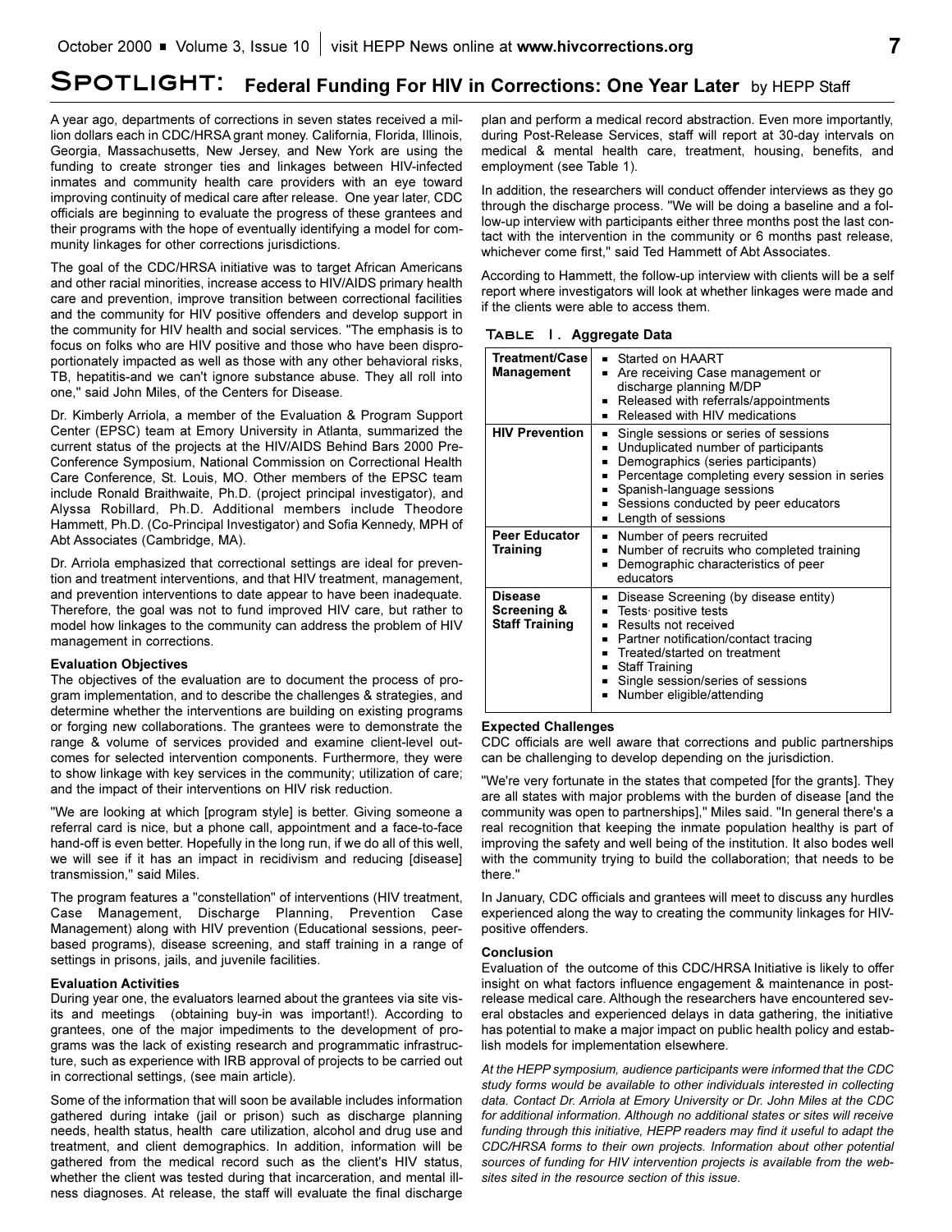# Spotlight: Federal Funding For HIV in Corrections: One Year Later by HEPP Staff

A year ago, departments of corrections in seven states received a million dollars each in CDC/HRSA grant money. California, Florida, Illinois, Georgia, Massachusetts, New Jersey, and New York are using the funding to create stronger ties and linkages between HIV-infected inmates and community health care providers with an eye toward improving continuity of medical care after release. One year later, CDC officials are beginning to evaluate the progress of these grantees and their programs with the hope of eventually identifying a model for community linkages for other corrections jurisdictions.

The goal of the CDC/HRSA initiative was to target African Americans and other racial minorities, increase access to HIV/AIDS primary health care and prevention, improve transition between correctional facilities and the community for HIV positive offenders and develop support in the community for HIV health and social services. "The emphasis is to focus on folks who are HIV positive and those who have been disproportionately impacted as well as those with any other behavioral risks, TB, hepatitis-and we can't ignore substance abuse. They all roll into one," said John Miles, of the Centers for Disease.

Dr. Kimberly Arriola, a member of the Evaluation & Program Support Center (EPSC) team at Emory University in Atlanta, summarized the current status of the projects at the HIV/AIDS Behind Bars 2000 Pre-Conference Symposium, National Commission on Correctional Health Care Conference, St. Louis, MO. Other members of the EPSC team include Ronald Braithwaite, Ph.D. (project principal investigator), and Alyssa Robillard, Ph.D. Additional members include Theodore Hammett, Ph.D. (Co-Principal Investigator) and Sofia Kennedy, MPH of Abt Associates (Cambridge, MA).

Dr. Arriola emphasized that correctional settings are ideal for prevention and treatment interventions, and that HIV treatment, management, and prevention interventions to date appear to have been inadequate. Therefore, the goal was not to fund improved HIV care, but rather to model how linkages to the community can address the problem of HIV management in corrections.

**Evaluation Objectives**

The objectives of the evaluation are to document the process of program implementation, and to describe the challenges & strategies, and determine whether the interventions are building on existing programs or forging new collaborations. The grantees were to demonstrate the range & volume of services provided and examine client-level outcomes for selected intervention components. Furthermore, they were to show linkage with key services in the community; utilization of care; and the impact of their interventions on HIV risk reduction.

"We are looking at which [program style] is better. Giving someone a referral card is nice, but a phone call, appointment and a face-to-face hand-off is even better. Hopefully in the long run, if we do all of this well, we will see if it has an impact in recidivism and reducing [disease] transmission," said Miles.

The program features a "constellation" of interventions (HIV treatment, Case Management, Discharge Planning, Prevention Case Management) along with HIV prevention (Educational sessions, peer-based programs), disease screening, and staff training in a range of settings in prisons, jails, and juvenile facilities.

**Evaluation Activities**

During year one, the evaluators learned about the grantees via site visits and meetings (obtaining buy-in was important!). According to grantees, one of the major impediments to the development of programs was the lack of existing research and programmatic infrastructure, such as experience with IRB approval of projects to be carried out in correctional settings, (see main article).

Some of the information that will soon be available includes information gathered during intake (jail or prison) such as discharge planning needs, health status, health care utilization, alcohol and drug use and treatment, and client demographics. In addition, information will be gathered from the medical record such as the client's HIV status, whether the client was tested during that incarceration, and mental illness diagnoses. At release, the staff will evaluate the final discharge plan and perform a medical record abstraction. Even more importantly, during Post-Release Services, staff will report at 30-day intervals on medical & mental health care, treatment, housing, benefits, and employment (see Table 1).

In addition, the researchers will conduct offender interviews as they go through the discharge process. "We will be doing a baseline and a follow-up interview with participants either three months post the last contact with the intervention in the community or 6 months past release, whichever come first," said Ted Hammett of Abt Associates.

According to Hammett, the follow-up interview with clients will be a self report where investigators will look at whether linkages were made and if the clients were able to access them.

**Table 1. Aggregate Data**

| | |
|---|---|
| **Treatment/Case Management** | ■ Started on HAART<br>■ Are receiving Case management or discharge planning M/DP<br>■ Released with referrals/appointments<br>■ Released with HIV medications |
| **HIV Prevention** | ■ Single sessions or series of sessions<br>■ Unduplicated number of participants<br>■ Demographics (series participants)<br>■ Percentage completing every session in series<br>■ Spanish-language sessions<br>■ Sessions conducted by peer educators<br>■ Length of sessions |
| **Peer Educator Training** | ■ Number of peers recruited<br>■ Number of recruits who completed training<br>■ Demographic characteristics of peer educators |
| **Disease Screening & Staff Training** | ■ Disease Screening (by disease entity)<br>■ Tests· positive tests<br>■ Results not received<br>■ Partner notification/contact tracing<br>■ Treated/started on treatment<br>■ Staff Training<br>■ Single session/series of sessions<br>■ Number eligible/attending |

**Expected Challenges**

CDC officials are well aware that corrections and public partnerships can be challenging to develop depending on the jurisdiction.

"We're very fortunate in the states that competed [for the grants]. They are all states with major problems with the burden of disease [and the community was open to partnerships]," Miles said. "In general there's a real recognition that keeping the inmate population healthy is part of improving the safety and well being of the institution. It also bodes well with the community trying to build the collaboration; that needs to be there."

In January, CDC officials and grantees will meet to discuss any hurdles experienced along the way to creating the community linkages for HIV-positive offenders.

**Conclusion**

Evaluation of the outcome of this CDC/HRSA Initiative is likely to offer insight on what factors influence engagement & maintenance in post-release medical care. Although the researchers have encountered several obstacles and experienced delays in data gathering, the initiative has potential to make a major impact on public health policy and establish models for implementation elsewhere.

*At the HEPP symposium, audience participants were informed that the CDC study forms would be available to other individuals interested in collecting data. Contact Dr. Arriola at Emory University or Dr. John Miles at the CDC for additional information. Although no additional states or sites will receive funding through this initiative, HEPP readers may find it useful to adapt the CDC/HRSA forms to their own projects. Information about other potential sources of funding for HIV intervention projects is available from the websites sited in the resource section of this issue.*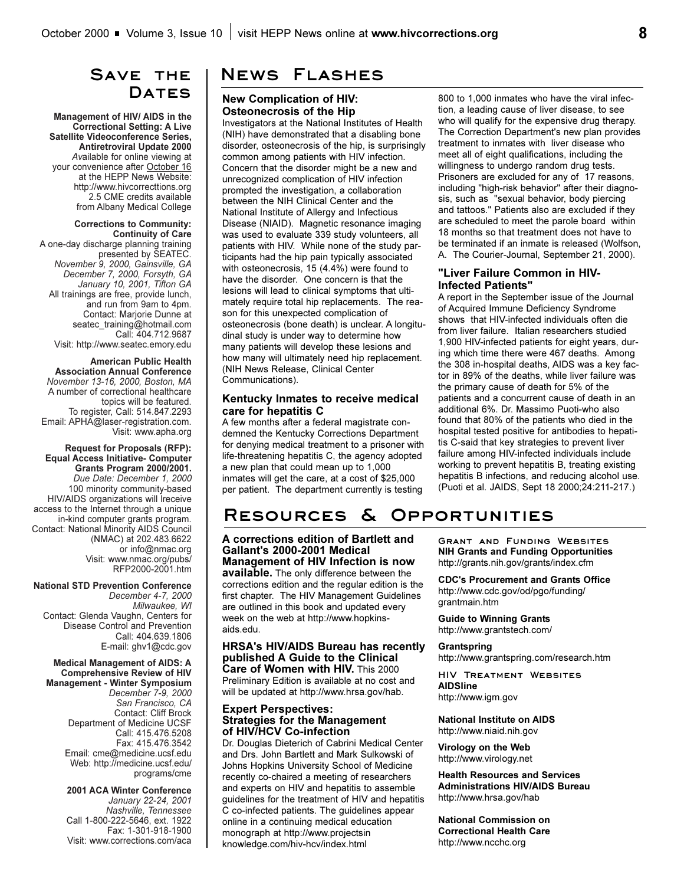## Save the Dates

**Management of HIV/ AIDS in the Correctional Setting: A Live Satellite Videoconference Series, Antiretroviral Update 2000**
*Av*ailable for online viewing at your convenience after October 16 at the HEPP News Website: http://www.hivcorrecttions.org
2.5 CME credits available from Albany Medical College

**Corrections to Community: Continuity of Care**
A one-day discharge planning training presented by SEATEC.
*November 9, 2000, Gainsville, GA*
*December 7, 2000, Forsyth, GA*
*January 10, 2001, Tifton GA*
All trainings are free, provide lunch, and run from 9am to 4pm.
Contact: Marjorie Dunne at seatec_training@hotmail.com
Call: 404.712.9687
Visit: http://www.seatec.emory.edu

**American Public Health Association Annual Conference**
*November 13-16, 2000, Boston, MA*
A number of correctional healthcare topics will be featured.
To register, Call: 514.847.2293
Email: APHA@laser-registration.com.
Visit: www.apha.org

**Request for Proposals (RFP): Equal Access Initiative- Computer Grants Program 2000/2001.**
*Due Date: December 1, 2000*
100 minority community-based HIV/AIDS organizations will lreceive access to the Internet through a unique in-kind computer grants program.
Contact: National Minority AIDS Council (NMAC) at 202.483.6622 or info@nmac.org
Visit: www.nmac.org/pubs/RFP2000-2001.htm

**National STD Prevention Conference**
*December 4-7, 2000*
*Milwaukee, WI*
Contact: Glenda Vaughn, Centers for Disease Control and Prevention
Call: 404.639.1806
E-mail: ghv1@cdc.gov

**Medical Management of AIDS: A Comprehensive Review of HIV Management - Winter Symposium**
*December 7-9, 2000*
*San Francisco, CA*
Contact: Cliff Brock
Department of Medicine UCSF
Call: 415.476.5208
Fax: 415.476.3542
Email: cme@medicine.ucsf.edu
Web: http://medicine.ucsf.edu/programs/cme

**2001 ACA Winter Conference**
*January 22-24, 2001*
*Nashville, Tennessee*
Call 1-800-222-5646, ext. 1922
Fax: 1-301-918-1900
Visit: www.corrections.com/aca

## News Flashes

### New Complication of HIV: Osteonecrosis of the Hip

Investigators at the National Institutes of Health (NIH) have demonstrated that a disabling bone disorder, osteonecrosis of the hip, is surprisingly common among patients with HIV infection. Concern that the disorder might be a new and unrecognized complication of HIV infection prompted the investigation, a collaboration between the NIH Clinical Center and the National Institute of Allergy and Infectious Disease (NIAID). Magnetic resonance imaging was used to evaluate 339 study volunteers, all patients with HIV. While none of the study participants had the hip pain typically associated with osteonecrosis, 15 (4.4%) were found to have the disorder. One concern is that the lesions will lead to clinical symptoms that ultimately require total hip replacements. The reason for this unexpected complication of osteonecrosis (bone death) is unclear. A longitudinal study is under way to determine how many patients will develop these lesions and how many will ultimately need hip replacement. (NIH News Release, Clinical Center Communications).

### Kentucky Inmates to receive medical care for hepatitis C

A few months after a federal magistrate condemned the Kentucky Corrections Department for denying medical treatment to a prisoner with life-threatening hepatitis C, the agency adopted a new plan that could mean up to 1,000 inmates will get the care, at a cost of $25,000 per patient. The department currently is testing 800 to 1,000 inmates who have the viral infection, a leading cause of liver disease, to see who will qualify for the expensive drug therapy. The Correction Department's new plan provides treatment to inmates with liver disease who meet all of eight qualifications, including the willingness to undergo random drug tests. Prisoners are excluded for any of 17 reasons, including "high-risk behavior" after their diagnosis, such as "sexual behavior, body piercing and tattoos." Patients also are excluded if they are scheduled to meet the parole board within 18 months so that treatment does not have to be terminated if an inmate is released (Wolfson, A. The Courier-Journal, September 21, 2000).

### "Liver Failure Common in HIV-Infected Patients"

A report in the September issue of the Journal of Acquired Immune Deficiency Syndrome shows that HIV-infected individuals often die from liver failure. Italian researchers studied 1,900 HIV-infected patients for eight years, during which time there were 467 deaths. Among the 308 in-hospital deaths, AIDS was a key factor in 89% of the deaths, while liver failure was the primary cause of death for 5% of the patients and a concurrent cause of death in an additional 6%. Dr. Massimo Puoti-who also found that 80% of the patients who died in the hospital tested positive for antibodies to hepatitis C-said that key strategies to prevent liver failure among HIV-infected individuals include working to prevent hepatitis B, treating existing hepatitis B infections, and reducing alcohol use. (Puoti et al. JAIDS, Sept 18 2000;24:211-217.)

## Resources & Opportunities

**A corrections edition of Bartlett and Gallant's 2000-2001 Medical Management of HIV Infection is now available.** The only difference between the corrections edition and the regular edition is the first chapter. The HIV Management Guidelines are outlined in this book and updated every week on the web at http://www.hopkins-aids.edu.

**HRSA's HIV/AIDS Bureau has recently published A Guide to the Clinical Care of Women with HIV.** This 2000 Preliminary Edition is available at no cost and will be updated at http://www.hrsa.gov/hab.

### Expert Perspectives: Strategies for the Management of HIV/HCV Co-infection

Dr. Douglas Dieterich of Cabrini Medical Center and Drs. John Bartlett and Mark Sulkowski of Johns Hopkins University School of Medicine recently co-chaired a meeting of researchers and experts on HIV and hepatitis to assemble guidelines for the treatment of HIV and hepatitis C co-infected patients. The guidelines appear online in a continuing medical education monograph at http://www.projectsin knowledge.com/hiv-hcv/index.html

### Grant and Funding Websites

**NIH Grants and Funding Opportunities**
http://grants.nih.gov/grants/index.cfm

**CDC's Procurement and Grants Office**
http://www.cdc.gov/od/pgo/funding/grantmain.htm

**Guide to Winning Grants**
http://www.grantstech.com/

**Grantspring**
http://www.grantspring.com/research.htm

### HIV Treatment Websites

**AIDSline**
http://www.igm.gov

**National Institute on AIDS**
http://www.niaid.nih.gov

**Virology on the Web**
http://www.virology.net

**Health Resources and Services Administrations HIV/AIDS Bureau**
http://www.hrsa.gov/hab

**National Commission on Correctional Health Care**
http://www.ncchc.org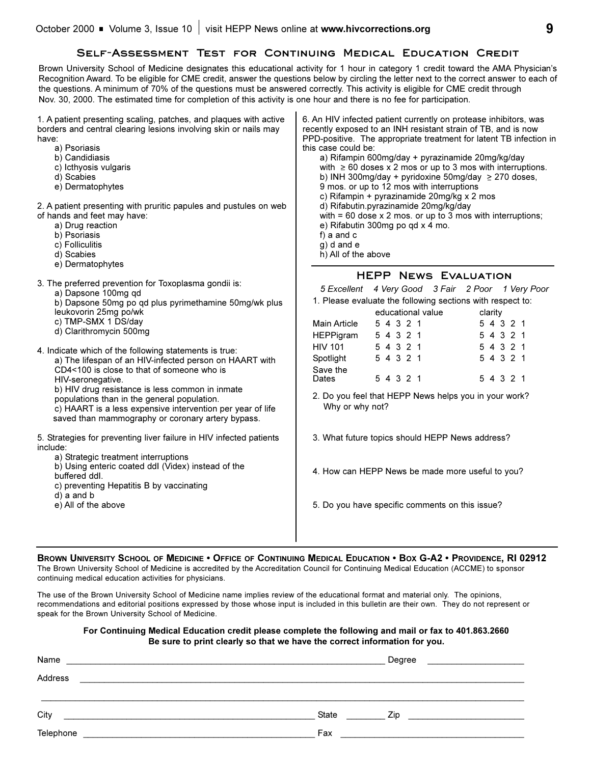## Self-Assessment Test for Continuing Medical Education Credit

Brown University School of Medicine designates this educational activity for 1 hour in category 1 credit toward the AMA Physician's Recognition Award. To be eligible for CME credit, answer the questions below by circling the letter next to the correct answer to each of the questions. A minimum of 70% of the questions must be answered correctly. This activity is eligible for CME credit through Nov. 30, 2000. The estimated time for completion of this activity is one hour and there is no fee for participation.

1. A patient presenting scaling, patches, and plaques with active borders and central clearing lesions involving skin or nails may have:
   a) Psoriasis
   b) Candidiasis
   c) Icthyosis vulgaris
   d) Scabies
   e) Dermatophytes

2. A patient presenting with pruritic papules and pustules on web of hands and feet may have:
   a) Drug reaction
   b) Psoriasis
   c) Folliculitis
   d) Scabies
   e) Dermatophytes

3. The preferred prevention for Toxoplasma gondii is:
   a) Dapsone 100mg qd
   b) Dapsone 50mg po qd plus pyrimethamine 50mg/wk plus leukovorin 25mg po/wk
   c) TMP-SMX 1 DS/day
   d) Clarithromycin 500mg

4. Indicate which of the following statements is true:
   a) The lifespan of an HIV-infected person on HAART with CD4<100 is close to that of someone who is HIV-seronegative.
   b) HIV drug resistance is less common in inmate populations than in the general population.
   c) HAART is a less expensive intervention per year of life saved than mammography or coronary artery bypass.

5. Strategies for preventing liver failure in HIV infected patients include:
   a) Strategic treatment interruptions
   b) Using enteric coated ddI (Videx) instead of the buffered ddI.
   c) preventing Hepatitis B by vaccinating
   d) a and b
   e) All of the above

6. An HIV infected patient currently on protease inhibitors, was recently exposed to an INH resistant strain of TB, and is now PPD-positive. The appropriate treatment for latent TB infection in this case could be:
   a) Rifampin 600mg/day + pyrazinamide 20mg/kg/day with ≥ 60 doses x 2 mos or up to 3 mos with interruptions.
   b) INH 300mg/day + pyridoxine 50mg/day ≥ 270 doses, 9 mos. or up to 12 mos with interruptions
   c) Rifampin + pyrazinamide 20mg/kg x 2 mos
   d) Rifabutin.pyrazinamide 20mg/kg/day with = 60 dose x 2 mos. or up to 3 mos with interruptions;
   e) Rifabutin 300mg po qd x 4 mo.
   f) a and c
   g) d and e
   h) All of the above

## HEPP News Evaluation

*5 Excellent 4 Very Good 3 Fair 2 Poor 1 Very Poor*

1. Please evaluate the following sections with respect to:

| | educational value | clarity |
|---|---|---|
| Main Article | 5 4 3 2 1 | 5 4 3 2 1 |
| HEPPigram | 5 4 3 2 1 | 5 4 3 2 1 |
| HIV 101 | 5 4 3 2 1 | 5 4 3 2 1 |
| Spotlight | 5 4 3 2 1 | 5 4 3 2 1 |
| Save the Dates | 5 4 3 2 1 | 5 4 3 2 1 |

2. Do you feel that HEPP News helps you in your work? Why or why not?

3. What future topics should HEPP News address?

4. How can HEPP News be made more useful to you?

5. Do you have specific comments on this issue?

**Brown University School of Medicine • Office of Continuing Medical Education • Box G-A2 • Providence, RI 02912**

The Brown University School of Medicine is accredited by the Accreditation Council for Continuing Medical Education (ACCME) to sponsor continuing medical education activities for physicians.

The use of the Brown University School of Medicine name implies review of the educational format and material only. The opinions, recommendations and editorial positions expressed by those whose input is included in this bulletin are their own. They do not represent or speak for the Brown University School of Medicine.

**For Continuing Medical Education credit please complete the following and mail or fax to 401.863.2660**
**Be sure to print clearly so that we have the correct information for you.**

Name ______________________________ Degree ______________

Address ____________________________________________

____________________________________________

City ______________________ State ________ Zip ______________

Telephone ______________________ Fax ______________________